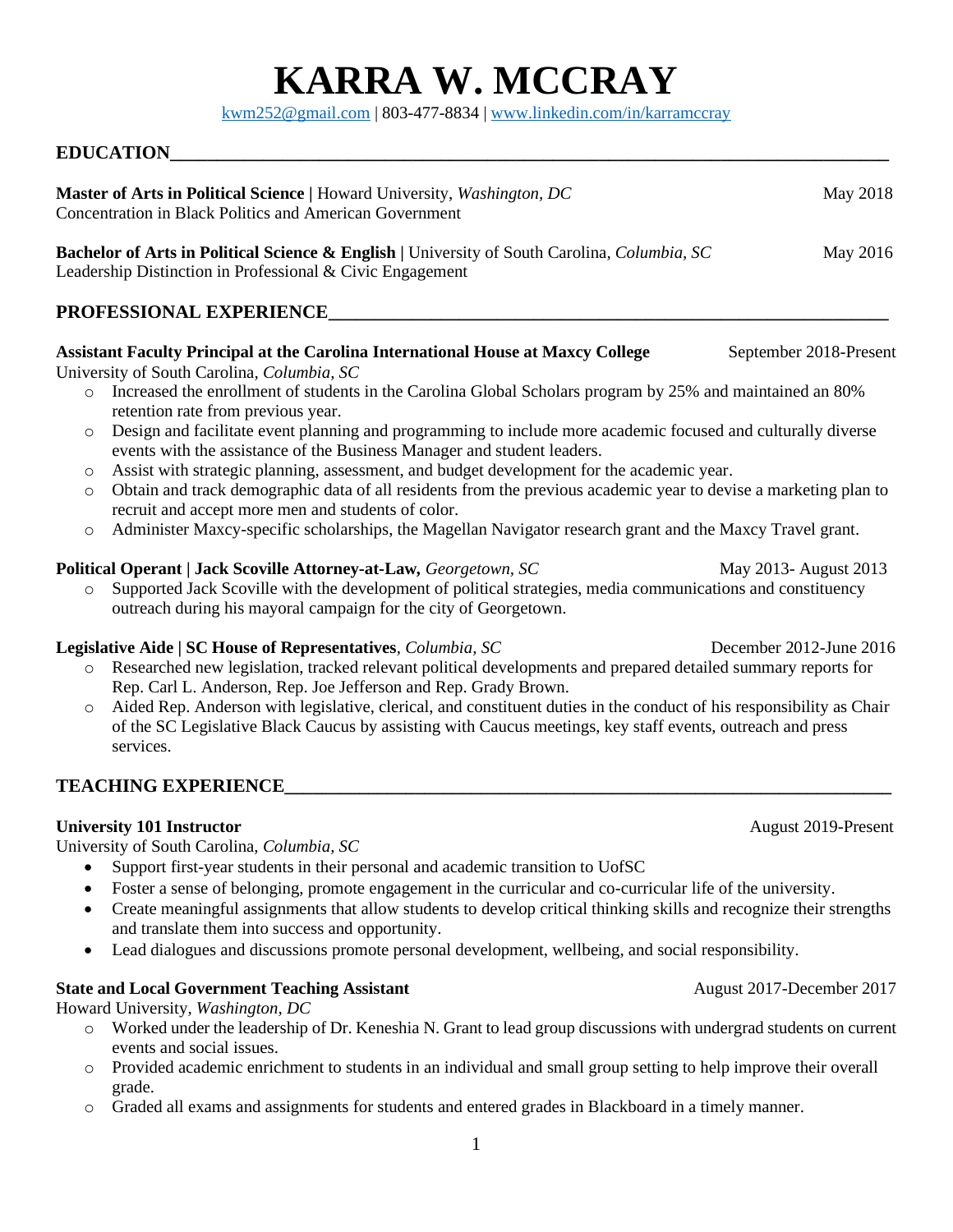# KARRA W. MCCRAY

kwm252@gmail.com | 803-477-8834 | www.linkedin.com/in/karramccray

## EDUCATION

**Master of Arts in Political Science |** Howard University, *Washington, DC* — May 2018
Concentration in Black Politics and American Government

**Bachelor of Arts in Political Science & English |** University of South Carolina, *Columbia, SC* — May 2016
Leadership Distinction in Professional & Civic Engagement

## PROFESSIONAL EXPERIENCE

**Assistant Faculty Principal at the Carolina International House at Maxcy College** — September 2018-Present
University of South Carolina, *Columbia, SC*

- Increased the enrollment of students in the Carolina Global Scholars program by 25% and maintained an 80% retention rate from previous year.
- Design and facilitate event planning and programming to include more academic focused and culturally diverse events with the assistance of the Business Manager and student leaders.
- Assist with strategic planning, assessment, and budget development for the academic year.
- Obtain and track demographic data of all residents from the previous academic year to devise a marketing plan to recruit and accept more men and students of color.
- Administer Maxcy-specific scholarships, the Magellan Navigator research grant and the Maxcy Travel grant.

**Political Operant | Jack Scoville Attorney-at-Law,** *Georgetown, SC* — May 2013- August 2013

- Supported Jack Scoville with the development of political strategies, media communications and constituency outreach during his mayoral campaign for the city of Georgetown.

**Legislative Aide | SC House of Representatives**, *Columbia, SC* — December 2012-June 2016

- Researched new legislation, tracked relevant political developments and prepared detailed summary reports for Rep. Carl L. Anderson, Rep. Joe Jefferson and Rep. Grady Brown.
- Aided Rep. Anderson with legislative, clerical, and constituent duties in the conduct of his responsibility as Chair of the SC Legislative Black Caucus by assisting with Caucus meetings, key staff events, outreach and press services.

## TEACHING EXPERIENCE

**University 101 Instructor** — August 2019-Present
University of South Carolina, *Columbia, SC*

- Support first-year students in their personal and academic transition to UofSC
- Foster a sense of belonging, promote engagement in the curricular and co-curricular life of the university.
- Create meaningful assignments that allow students to develop critical thinking skills and recognize their strengths and translate them into success and opportunity.
- Lead dialogues and discussions promote personal development, wellbeing, and social responsibility.

**State and Local Government Teaching Assistant** — August 2017-December 2017
Howard University, *Washington, DC*

- Worked under the leadership of Dr. Keneshia N. Grant to lead group discussions with undergrad students on current events and social issues.
- Provided academic enrichment to students in an individual and small group setting to help improve their overall grade.
- Graded all exams and assignments for students and entered grades in Blackboard in a timely manner.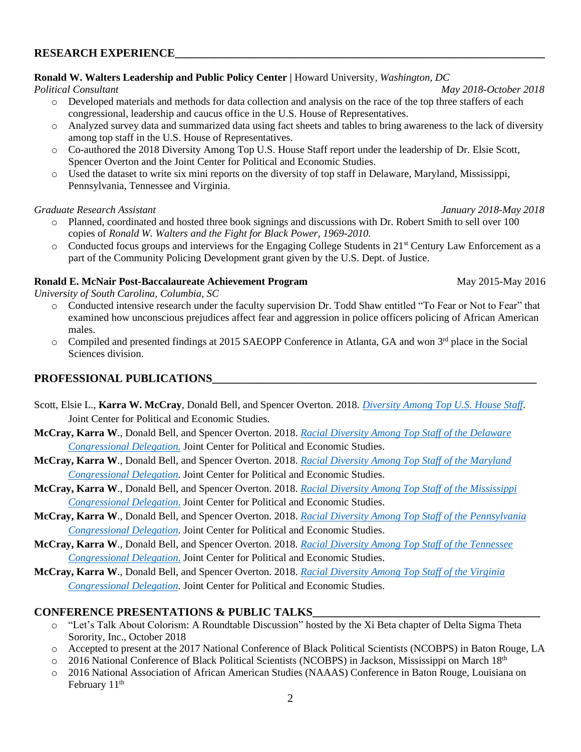## RESEARCH EXPERIENCE

**Ronald W. Walters Leadership and Public Policy Center |** Howard University, *Washington, DC*
*Political Consultant* *May 2018-October 2018*

- Developed materials and methods for data collection and analysis on the race of the top three staffers of each congressional, leadership and caucus office in the U.S. House of Representatives.
- Analyzed survey data and summarized data using fact sheets and tables to bring awareness to the lack of diversity among top staff in the U.S. House of Representatives.
- Co-authored the 2018 Diversity Among Top U.S. House Staff report under the leadership of Dr. Elsie Scott, Spencer Overton and the Joint Center for Political and Economic Studies.
- Used the dataset to write six mini reports on the diversity of top staff in Delaware, Maryland, Mississippi, Pennsylvania, Tennessee and Virginia.

*Graduate Research Assistant* *January 2018-May 2018*

- Planned, coordinated and hosted three book signings and discussions with Dr. Robert Smith to sell over 100 copies of *Ronald W. Walters and the Fight for Black Power, 1969-2010.*
- Conducted focus groups and interviews for the Engaging College Students in 21st Century Law Enforcement as a part of the Community Policing Development grant given by the U.S. Dept. of Justice.

**Ronald E. McNair Post-Baccalaureate Achievement Program** May 2015-May 2016
*University of South Carolina, Columbia, SC*

- Conducted intensive research under the faculty supervision Dr. Todd Shaw entitled "To Fear or Not to Fear" that examined how unconscious prejudices affect fear and aggression in police officers policing of African American males.
- Compiled and presented findings at 2015 SAEOPP Conference in Atlanta, GA and won 3rd place in the Social Sciences division.

## PROFESSIONAL PUBLICATIONS

Scott, Elsie L., **Karra W. McCray**, Donald Bell, and Spencer Overton. 2018. *Diversity Among Top U.S. House Staff*. Joint Center for Political and Economic Studies.

**McCray, Karra W**., Donald Bell, and Spencer Overton. 2018. *Racial Diversity Among Top Staff of the Delaware Congressional Delegation.* Joint Center for Political and Economic Studies.

**McCray, Karra W**., Donald Bell, and Spencer Overton. 2018. *Racial Diversity Among Top Staff of the Maryland Congressional Delegation*. Joint Center for Political and Economic Studies.

**McCray, Karra W**., Donald Bell, and Spencer Overton. 2018. *Racial Diversity Among Top Staff of the Mississippi Congressional Delegation.* Joint Center for Political and Economic Studies.

**McCray, Karra W**., Donald Bell, and Spencer Overton. 2018. *Racial Diversity Among Top Staff of the Pennsylvania Congressional Delegation*. Joint Center for Political and Economic Studies.

**McCray, Karra W**., Donald Bell, and Spencer Overton. 2018. *Racial Diversity Among Top Staff of the Tennessee Congressional Delegation.* Joint Center for Political and Economic Studies.

**McCray, Karra W**., Donald Bell, and Spencer Overton. 2018. *Racial Diversity Among Top Staff of the Virginia Congressional Delegation*. Joint Center for Political and Economic Studies.

## CONFERENCE PRESENTATIONS & PUBLIC TALKS

- "Let's Talk About Colorism: A Roundtable Discussion" hosted by the Xi Beta chapter of Delta Sigma Theta Sorority, Inc., October 2018
- Accepted to present at the 2017 National Conference of Black Political Scientists (NCOBPS) in Baton Rouge, LA
- 2016 National Conference of Black Political Scientists (NCOBPS) in Jackson, Mississippi on March 18th
- 2016 National Association of African American Studies (NAAAS) Conference in Baton Rouge, Louisiana on February 11th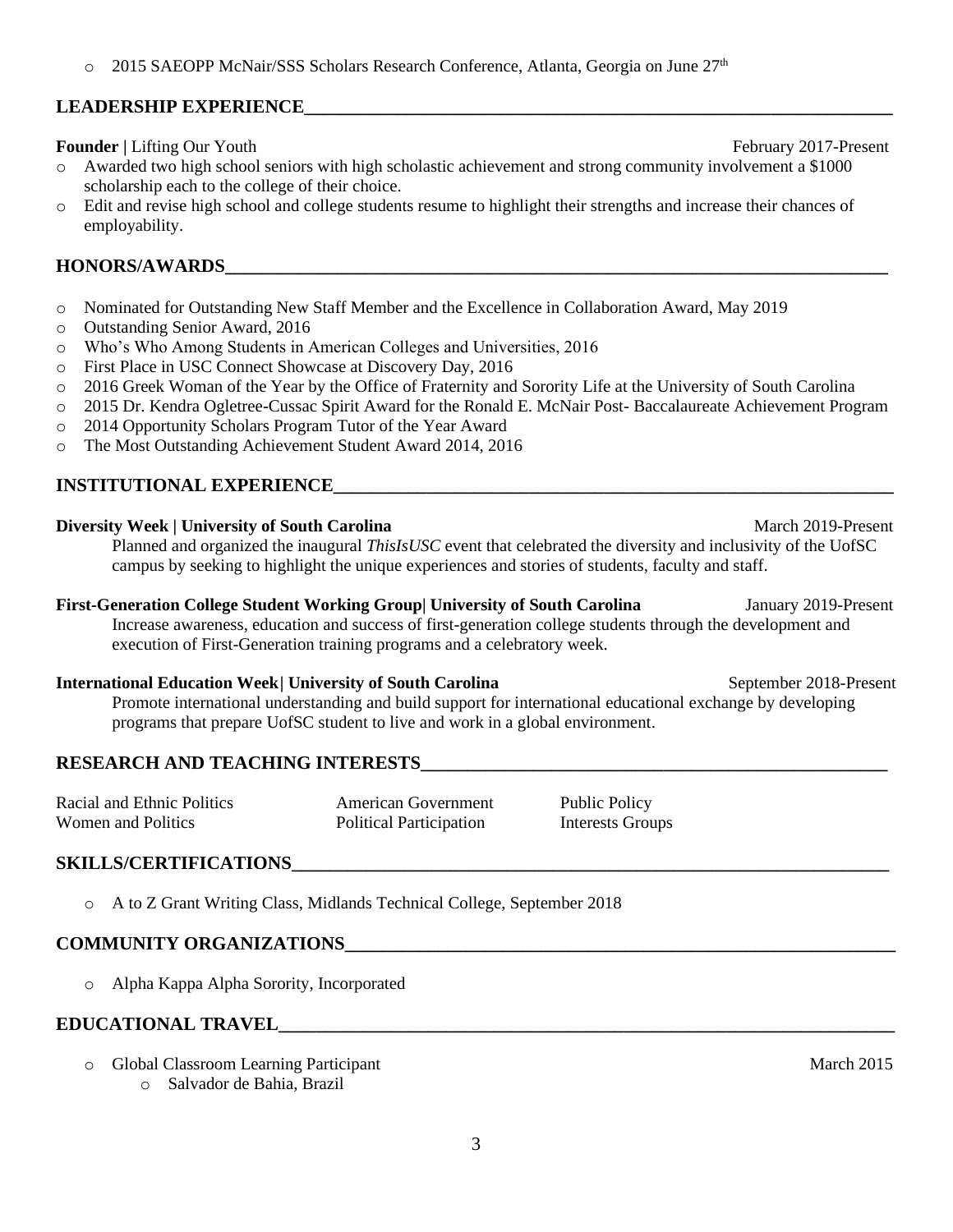- 2015 SAEOPP McNair/SSS Scholars Research Conference, Atlanta, Georgia on June 27th

## LEADERSHIP EXPERIENCE

**Founder |** Lifting Our Youth — February 2017-Present

- Awarded two high school seniors with high scholastic achievement and strong community involvement a $1000 scholarship each to the college of their choice.
- Edit and revise high school and college students resume to highlight their strengths and increase their chances of employability.

## HONORS/AWARDS

- Nominated for Outstanding New Staff Member and the Excellence in Collaboration Award, May 2019
- Outstanding Senior Award, 2016
- Who's Who Among Students in American Colleges and Universities, 2016
- First Place in USC Connect Showcase at Discovery Day, 2016
- 2016 Greek Woman of the Year by the Office of Fraternity and Sorority Life at the University of South Carolina
- 2015 Dr. Kendra Ogletree-Cussac Spirit Award for the Ronald E. McNair Post- Baccalaureate Achievement Program
- 2014 Opportunity Scholars Program Tutor of the Year Award
- The Most Outstanding Achievement Student Award 2014, 2016

## INSTITUTIONAL EXPERIENCE

**Diversity Week | University of South Carolina** — March 2019-Present

Planned and organized the inaugural *ThisIsUSC* event that celebrated the diversity and inclusivity of the UofSC campus by seeking to highlight the unique experiences and stories of students, faculty and staff.

**First-Generation College Student Working Group| University of South Carolina** — January 2019-Present

Increase awareness, education and success of first-generation college students through the development and execution of First-Generation training programs and a celebratory week.

**International Education Week| University of South Carolina** — September 2018-Present

Promote international understanding and build support for international educational exchange by developing programs that prepare UofSC student to live and work in a global environment.

## RESEARCH AND TEACHING INTERESTS

| | | |
|---|---|---|
| Racial and Ethnic Politics | American Government | Public Policy |
| Women and Politics | Political Participation | Interests Groups |

## SKILLS/CERTIFICATIONS

- A to Z Grant Writing Class, Midlands Technical College, September 2018

## COMMUNITY ORGANIZATIONS

- Alpha Kappa Alpha Sorority, Incorporated

## EDUCATIONAL TRAVEL

- Global Classroom Learning Participant — March 2015
  - Salvador de Bahia, Brazil